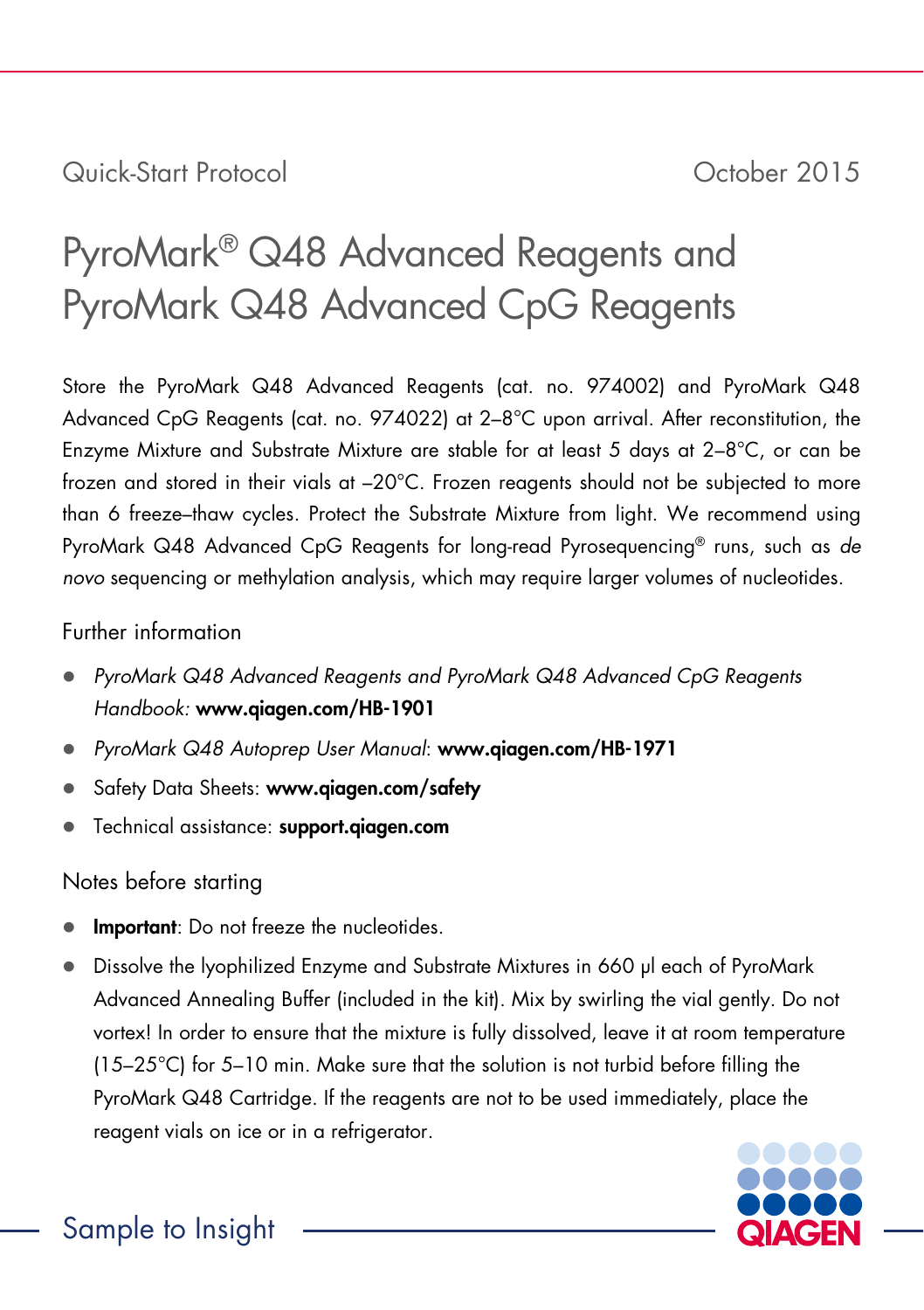Quick-Start Protocol                                                                                    October 2015

# PyroMark® Q48 Advanced Reagents and PyroMark Q48 Advanced CpG Reagents

Store the PyroMark Q48 Advanced Reagents (cat. no. 974002) and PyroMark Q48 Advanced CpG Reagents (cat. no. 974022) at 2–8°C upon arrival. After reconstitution, the Enzyme Mixture and Substrate Mixture are stable for at least 5 days at 2–8°C, or can be frozen and stored in their vials at –20°C. Frozen reagents should not be subjected to more than 6 freeze–thaw cycles. Protect the Substrate Mixture from light. We recommend using PyroMark Q48 Advanced CpG Reagents for long-read Pyrosequencing® runs, such as *de novo* sequencing or methylation analysis, which may require larger volumes of nucleotides.

## Further information

- *PyroMark Q48 Advanced Reagents and PyroMark Q48 Advanced CpG Reagents Handbook:* **www.qiagen.com/HB-1901**
- *PyroMark Q48 Autoprep User Manual*: **www.qiagen.com/HB-1971**
- Safety Data Sheets: **www.qiagen.com/safety**
- Technical assistance: **support.qiagen.com**

## Notes before starting

- **Important**: Do not freeze the nucleotides.
- Dissolve the lyophilized Enzyme and Substrate Mixtures in 660 µl each of PyroMark Advanced Annealing Buffer (included in the kit). Mix by swirling the vial gently. Do not vortex! In order to ensure that the mixture is fully dissolved, leave it at room temperature (15–25°C) for 5–10 min. Make sure that the solution is not turbid before filling the PyroMark Q48 Cartridge. If the reagents are not to be used immediately, place the reagent vials on ice or in a refrigerator.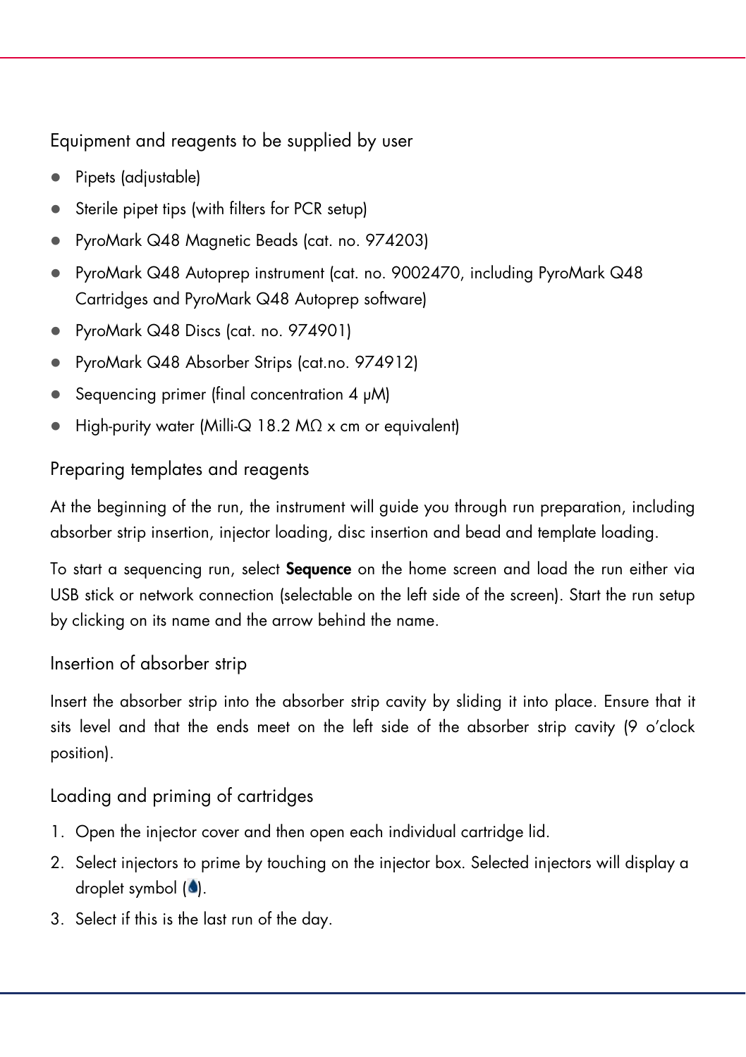## Equipment and reagents to be supplied by user

- Pipets (adjustable)
- Sterile pipet tips (with filters for PCR setup)
- PyroMark Q48 Magnetic Beads (cat. no. 974203)
- PyroMark Q48 Autoprep instrument (cat. no. 9002470, including PyroMark Q48 Cartridges and PyroMark Q48 Autoprep software)
- PyroMark Q48 Discs (cat. no. 974901)
- PyroMark Q48 Absorber Strips (cat.no. 974912)
- Sequencing primer (final concentration 4 μM)
- High-purity water (Milli-Q 18.2 MΩ x cm or equivalent)

## Preparing templates and reagents

At the beginning of the run, the instrument will guide you through run preparation, including absorber strip insertion, injector loading, disc insertion and bead and template loading.

To start a sequencing run, select **Sequence** on the home screen and load the run either via USB stick or network connection (selectable on the left side of the screen). Start the run setup by clicking on its name and the arrow behind the name.

## Insertion of absorber strip

Insert the absorber strip into the absorber strip cavity by sliding it into place. Ensure that it sits level and that the ends meet on the left side of the absorber strip cavity (9 o'clock position).

## Loading and priming of cartridges

1. Open the injector cover and then open each individual cartridge lid.
2. Select injectors to prime by touching on the injector box. Selected injectors will display a droplet symbol (💧).
3. Select if this is the last run of the day.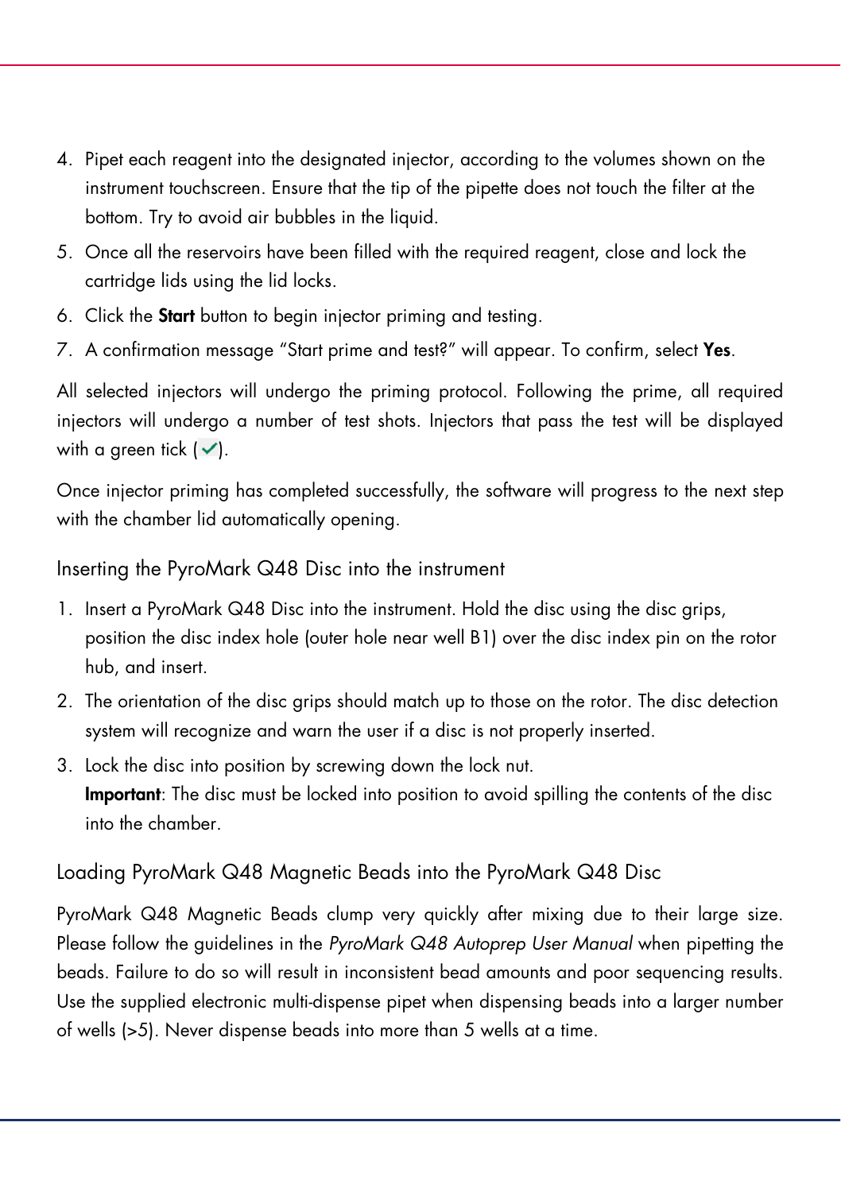4. Pipet each reagent into the designated injector, according to the volumes shown on the instrument touchscreen. Ensure that the tip of the pipette does not touch the filter at the bottom. Try to avoid air bubbles in the liquid.
5. Once all the reservoirs have been filled with the required reagent, close and lock the cartridge lids using the lid locks.
6. Click the **Start** button to begin injector priming and testing.
7. A confirmation message “Start prime and test?” will appear. To confirm, select **Yes**.

All selected injectors will undergo the priming protocol. Following the prime, all required injectors will undergo a number of test shots. Injectors that pass the test will be displayed with a green tick (✓).

Once injector priming has completed successfully, the software will progress to the next step with the chamber lid automatically opening.

### Inserting the PyroMark Q48 Disc into the instrument

1. Insert a PyroMark Q48 Disc into the instrument. Hold the disc using the disc grips, position the disc index hole (outer hole near well B1) over the disc index pin on the rotor hub, and insert.
2. The orientation of the disc grips should match up to those on the rotor. The disc detection system will recognize and warn the user if a disc is not properly inserted.
3. Lock the disc into position by screwing down the lock nut.
   **Important**: The disc must be locked into position to avoid spilling the contents of the disc into the chamber.

### Loading PyroMark Q48 Magnetic Beads into the PyroMark Q48 Disc

PyroMark Q48 Magnetic Beads clump very quickly after mixing due to their large size. Please follow the guidelines in the *PyroMark Q48 Autoprep User Manual* when pipetting the beads. Failure to do so will result in inconsistent bead amounts and poor sequencing results. Use the supplied electronic multi-dispense pipet when dispensing beads into a larger number of wells (>5). Never dispense beads into more than 5 wells at a time.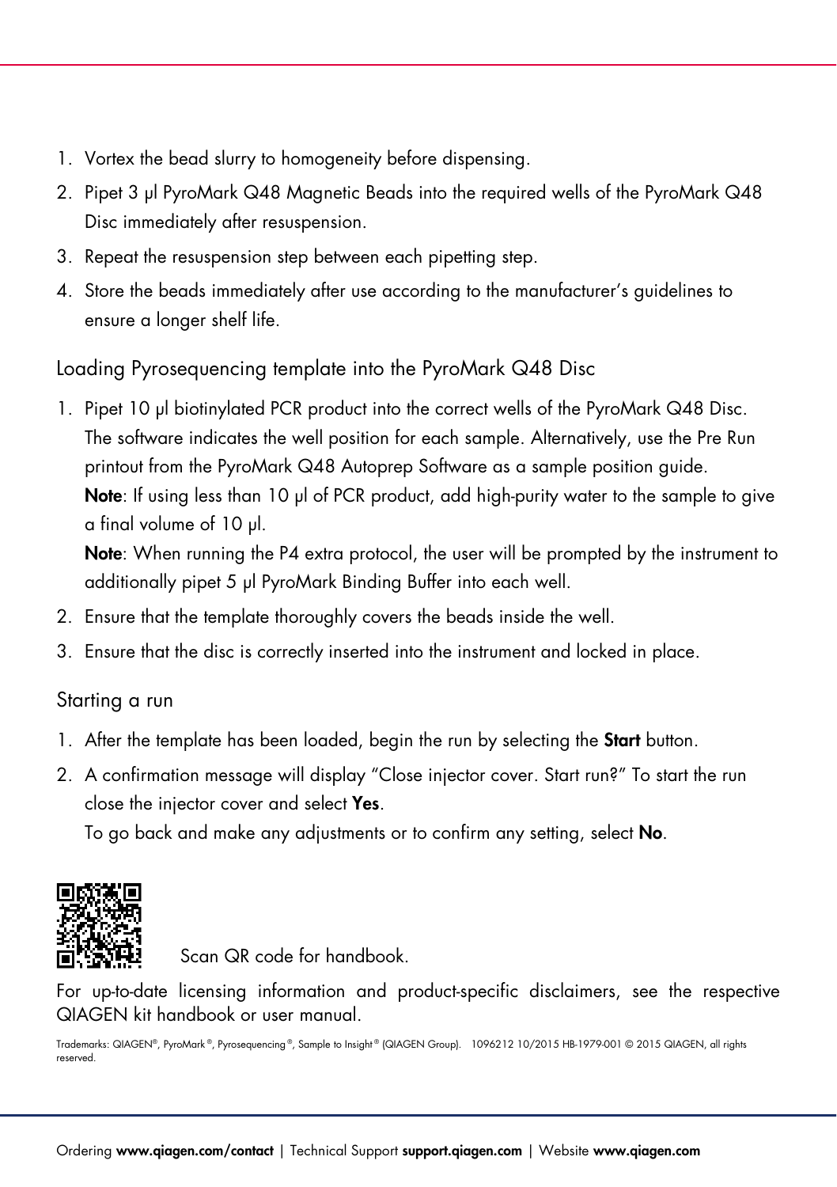1. Vortex the bead slurry to homogeneity before dispensing.
2. Pipet 3 µl PyroMark Q48 Magnetic Beads into the required wells of the PyroMark Q48 Disc immediately after resuspension.
3. Repeat the resuspension step between each pipetting step.
4. Store the beads immediately after use according to the manufacturer's guidelines to ensure a longer shelf life.

## Loading Pyrosequencing template into the PyroMark Q48 Disc

1. Pipet 10 µl biotinylated PCR product into the correct wells of the PyroMark Q48 Disc. The software indicates the well position for each sample. Alternatively, use the Pre Run printout from the PyroMark Q48 Autoprep Software as a sample position guide.
   **Note**: If using less than 10 µl of PCR product, add high-purity water to the sample to give a final volume of 10 µl.
   **Note**: When running the P4 extra protocol, the user will be prompted by the instrument to additionally pipet 5 µl PyroMark Binding Buffer into each well.
2. Ensure that the template thoroughly covers the beads inside the well.
3. Ensure that the disc is correctly inserted into the instrument and locked in place.

## Starting a run

1. After the template has been loaded, begin the run by selecting the **Start** button.
2. A confirmation message will display "Close injector cover. Start run?" To start the run close the injector cover and select **Yes**.
   To go back and make any adjustments or to confirm any setting, select **No**.

Scan QR code for handbook.

For up-to-date licensing information and product-specific disclaimers, see the respective QIAGEN kit handbook or user manual.

Trademarks: QIAGEN®, PyroMark®, Pyrosequencing®, Sample to Insight® (QIAGEN Group). 1096212 10/2015 HB-1979-001 © 2015 QIAGEN, all rights reserved.

Ordering **www.qiagen.com/contact** | Technical Support **support.qiagen.com** | Website **www.qiagen.com**